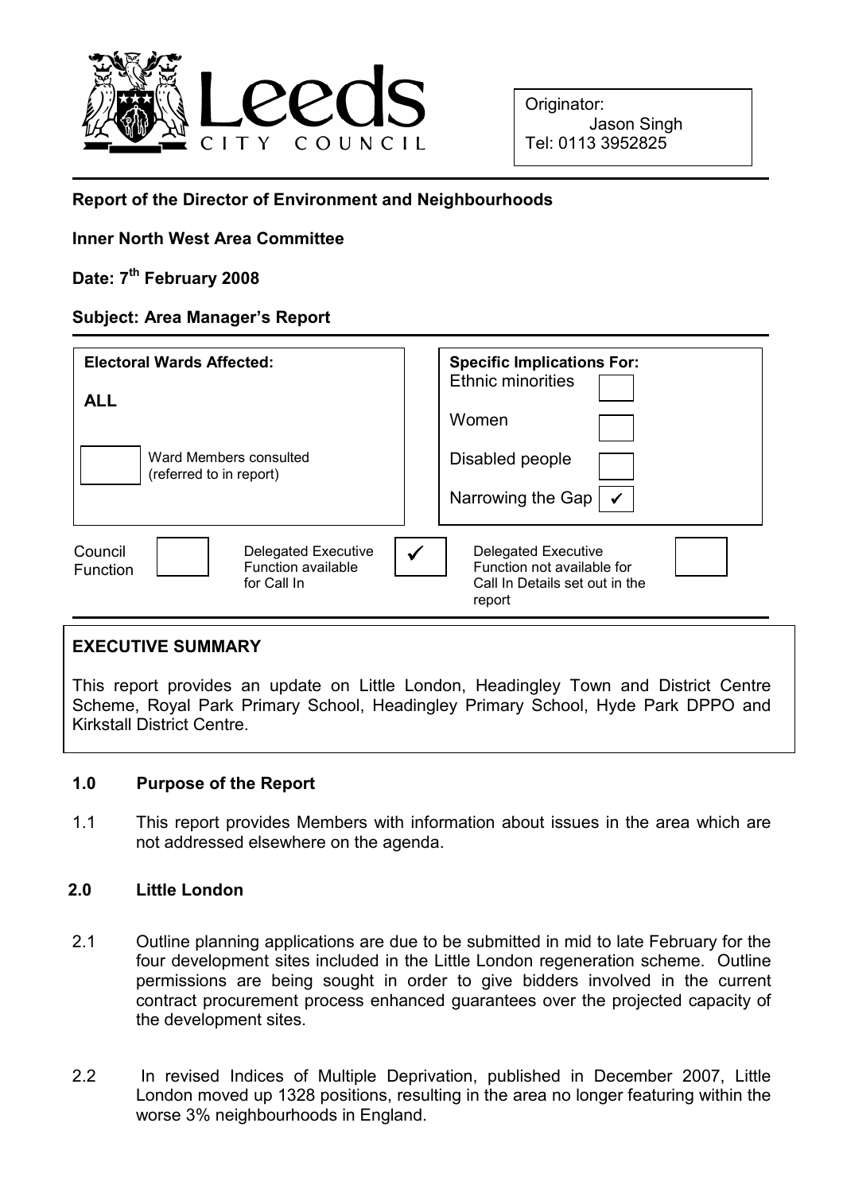Leeds CITY COUNCIL

Originator:
Jason Singh
Tel: 0113 3952825

**Report of the Director of Environment and Neighbourhoods**

**Inner North West Area Committee**

**Date: 7th February 2008**

**Subject: Area Manager's Report**

| **Electoral Wards Affected:** | **Specific Implications For:** | |
|---|---|---|
| **ALL** | Ethnic minorities | ☐ |
| | Women | ☐ |
| ☐ Ward Members consulted (referred to in report) | Disabled people | ☐ |
| | Narrowing the Gap | ✓ |

| Council Function | ☐ | Delegated Executive Function available for Call In | ✓ | Delegated Executive Function not available for Call In Details set out in the report | ☐ |
|---|---|---|---|---|---|

## EXECUTIVE SUMMARY

This report provides an update on Little London, Headingley Town and District Centre Scheme, Royal Park Primary School, Headingley Primary School, Hyde Park DPPO and Kirkstall District Centre.

### 1.0 Purpose of the Report

1.1 This report provides Members with information about issues in the area which are not addressed elsewhere on the agenda.

### 2.0 Little London

2.1 Outline planning applications are due to be submitted in mid to late February for the four development sites included in the Little London regeneration scheme. Outline permissions are being sought in order to give bidders involved in the current contract procurement process enhanced guarantees over the projected capacity of the development sites.

2.2 In revised Indices of Multiple Deprivation, published in December 2007, Little London moved up 1328 positions, resulting in the area no longer featuring within the worse 3% neighbourhoods in England.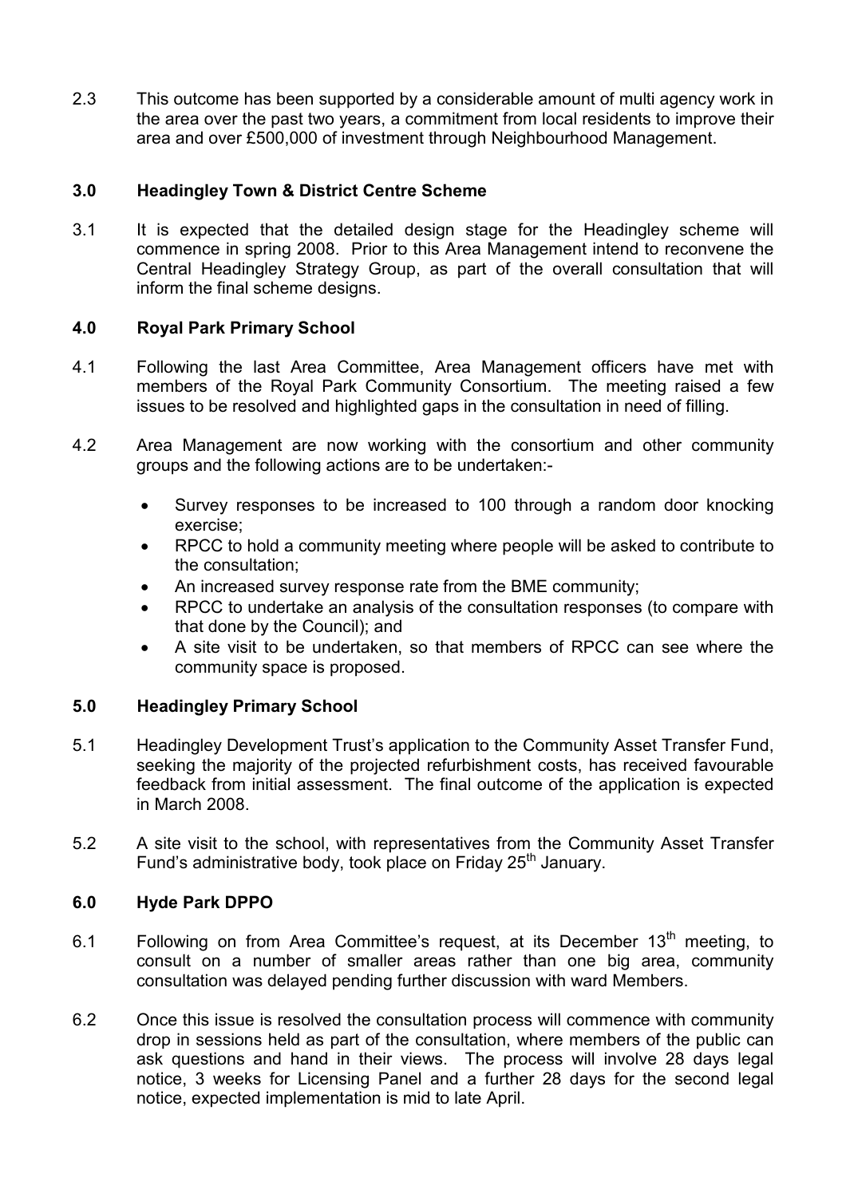2.3 This outcome has been supported by a considerable amount of multi agency work in the area over the past two years, a commitment from local residents to improve their area and over £500,000 of investment through Neighbourhood Management.

## 3.0 Headingley Town & District Centre Scheme

3.1 It is expected that the detailed design stage for the Headingley scheme will commence in spring 2008. Prior to this Area Management intend to reconvene the Central Headingley Strategy Group, as part of the overall consultation that will inform the final scheme designs.

## 4.0 Royal Park Primary School

4.1 Following the last Area Committee, Area Management officers have met with members of the Royal Park Community Consortium. The meeting raised a few issues to be resolved and highlighted gaps in the consultation in need of filling.

4.2 Area Management are now working with the consortium and other community groups and the following actions are to be undertaken:-

- Survey responses to be increased to 100 through a random door knocking exercise;
- RPCC to hold a community meeting where people will be asked to contribute to the consultation;
- An increased survey response rate from the BME community;
- RPCC to undertake an analysis of the consultation responses (to compare with that done by the Council); and
- A site visit to be undertaken, so that members of RPCC can see where the community space is proposed.

## 5.0 Headingley Primary School

5.1 Headingley Development Trust's application to the Community Asset Transfer Fund, seeking the majority of the projected refurbishment costs, has received favourable feedback from initial assessment. The final outcome of the application is expected in March 2008.

5.2 A site visit to the school, with representatives from the Community Asset Transfer Fund's administrative body, took place on Friday 25th January.

## 6.0 Hyde Park DPPO

6.1 Following on from Area Committee's request, at its December 13th meeting, to consult on a number of smaller areas rather than one big area, community consultation was delayed pending further discussion with ward Members.

6.2 Once this issue is resolved the consultation process will commence with community drop in sessions held as part of the consultation, where members of the public can ask questions and hand in their views. The process will involve 28 days legal notice, 3 weeks for Licensing Panel and a further 28 days for the second legal notice, expected implementation is mid to late April.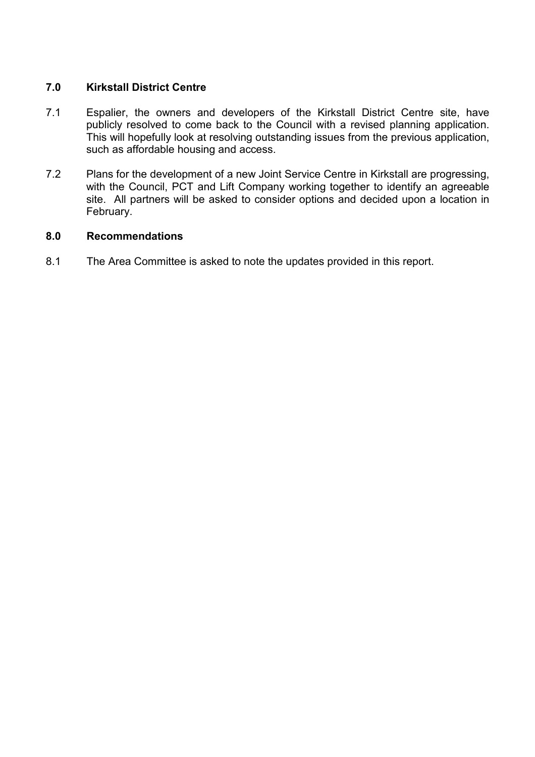## 7.0 Kirkstall District Centre

7.1 Espalier, the owners and developers of the Kirkstall District Centre site, have publicly resolved to come back to the Council with a revised planning application. This will hopefully look at resolving outstanding issues from the previous application, such as affordable housing and access.

7.2 Plans for the development of a new Joint Service Centre in Kirkstall are progressing, with the Council, PCT and Lift Company working together to identify an agreeable site. All partners will be asked to consider options and decided upon a location in February.

## 8.0 Recommendations

8.1 The Area Committee is asked to note the updates provided in this report.